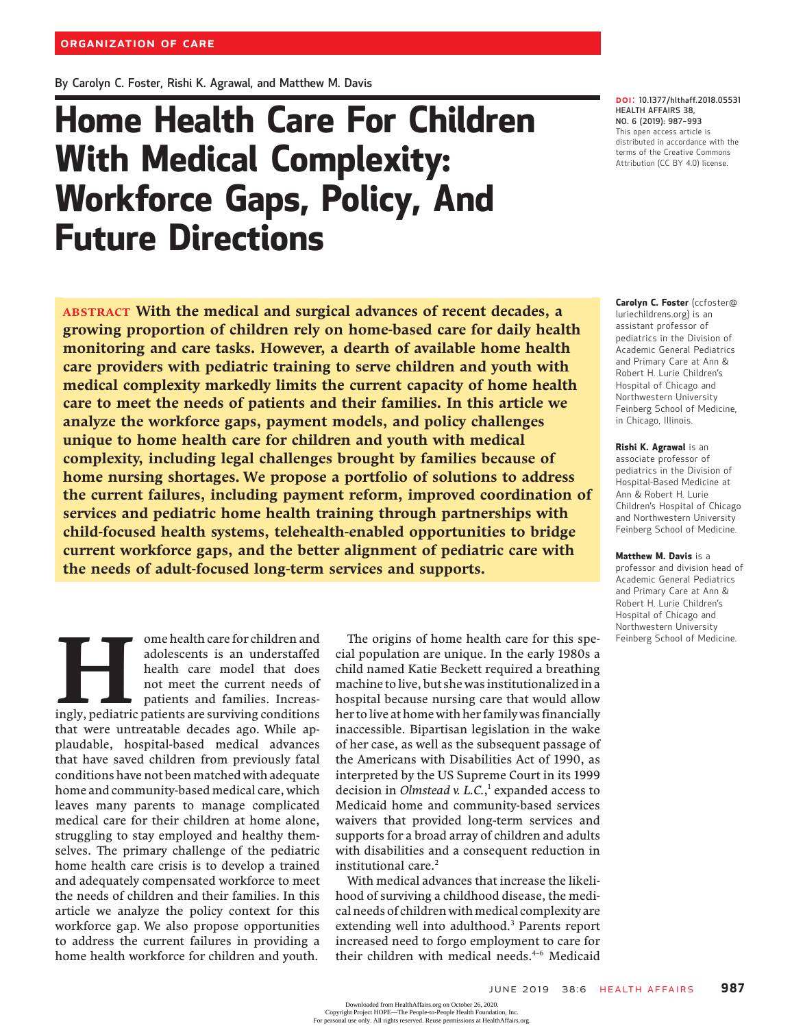ORGANIZATION OF CARE

By Carolyn C. Foster, Rishi K. Agrawal, and Matthew M. Davis

# Home Health Care For Children With Medical Complexity: Workforce Gaps, Policy, And Future Directions

DOI: 10.1377/hlthaff.2018.05531
HEALTH AFFAIRS 38, NO. 6 (2019): 987–993
This open access article is distributed in accordance with the terms of the Creative Commons Attribution (CC BY 4.0) license.

**ABSTRACT With the medical and surgical advances of recent decades, a growing proportion of children rely on home-based care for daily health monitoring and care tasks. However, a dearth of available home health care providers with pediatric training to serve children and youth with medical complexity markedly limits the current capacity of home health care to meet the needs of patients and their families. In this article we analyze the workforce gaps, payment models, and policy challenges unique to home health care for children and youth with medical complexity, including legal challenges brought by families because of home nursing shortages. We propose a portfolio of solutions to address the current failures, including payment reform, improved coordination of services and pediatric home health training through partnerships with child-focused health systems, telehealth-enabled opportunities to bridge current workforce gaps, and the better alignment of pediatric care with the needs of adult-focused long-term services and supports.**

**Carolyn C. Foster** (ccfoster@luriechildrens.org) is an assistant professor of pediatrics in the Division of Academic General Pediatrics and Primary Care at Ann & Robert H. Lurie Children's Hospital of Chicago and Northwestern University Feinberg School of Medicine, in Chicago, Illinois.

**Rishi K. Agrawal** is an associate professor of pediatrics in the Division of Hospital-Based Medicine at Ann & Robert H. Lurie Children's Hospital of Chicago and Northwestern University Feinberg School of Medicine.

**Matthew M. Davis** is a professor and division head of Academic General Pediatrics and Primary Care at Ann & Robert H. Lurie Children's Hospital of Chicago and Northwestern University Feinberg School of Medicine.

Home health care for children and adolescents is an understaffed health care model that does not meet the current needs of patients and families. Increasingly, pediatric patients are surviving conditions that were untreatable decades ago. While applaudable, hospital-based medical advances that have saved children from previously fatal conditions have not been matched with adequate home and community-based medical care, which leaves many parents to manage complicated medical care for their children at home alone, struggling to stay employed and healthy themselves. The primary challenge of the pediatric home health care crisis is to develop a trained and adequately compensated workforce to meet the needs of children and their families. In this article we analyze the policy context for this workforce gap. We also propose opportunities to address the current failures in providing a home health workforce for children and youth.

The origins of home health care for this special population are unique. In the early 1980s a child named Katie Beckett required a breathing machine to live, but she was institutionalized in a hospital because nursing care that would allow her to live at home with her family was financially inaccessible. Bipartisan legislation in the wake of her case, as well as the subsequent passage of the Americans with Disabilities Act of 1990, as interpreted by the US Supreme Court in its 1999 decision in *Olmstead v. L.C.*,[1] expanded access to Medicaid home and community-based services waivers that provided long-term services and supports for a broad array of children and adults with disabilities and a consequent reduction in institutional care.[2]

With medical advances that increase the likelihood of surviving a childhood disease, the medical needs of children with medical complexity are extending well into adulthood.[3] Parents report increased need to forgo employment to care for their children with medical needs.[4–6] Medicaid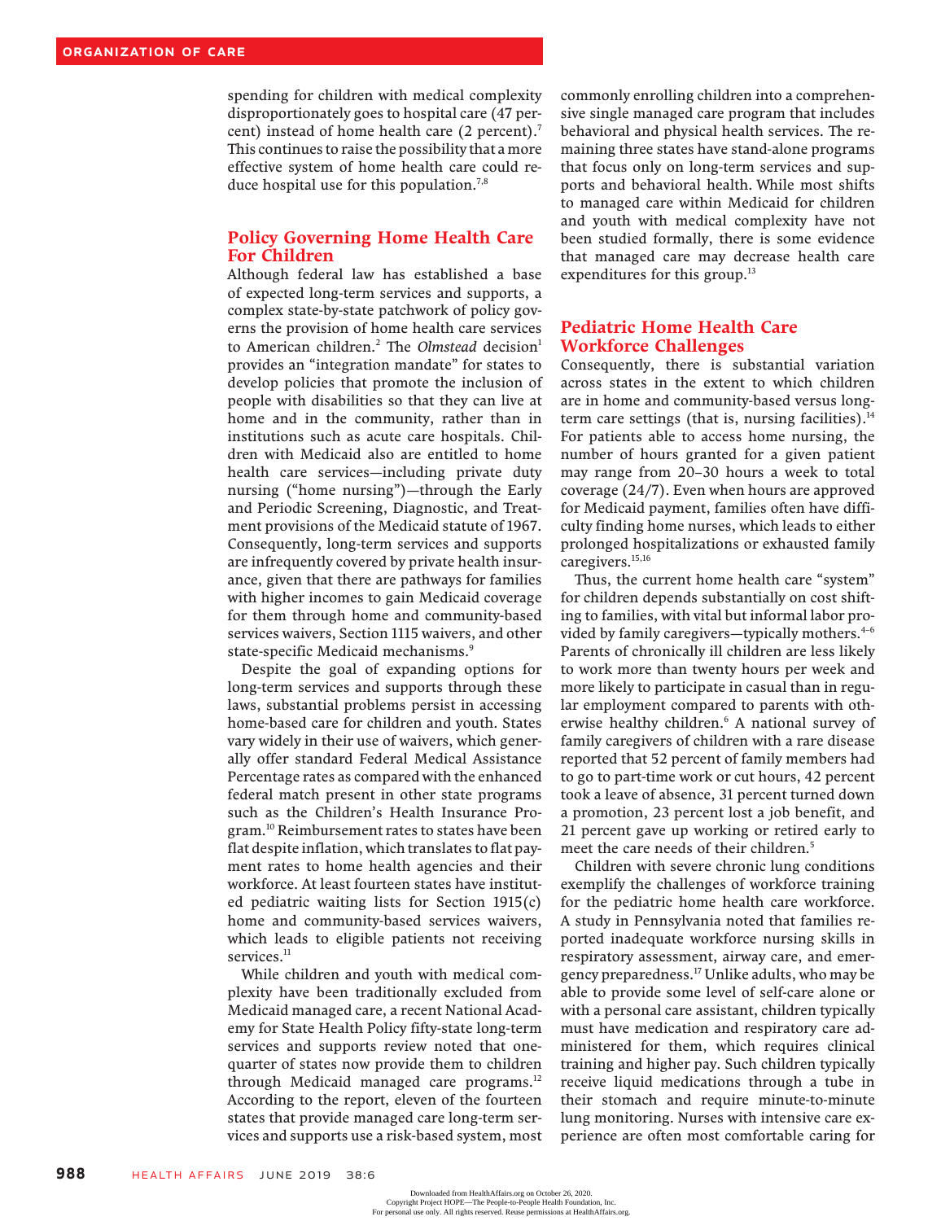spending for children with medical complexity disproportionately goes to hospital care (47 percent) instead of home health care (2 percent).[7] This continues to raise the possibility that a more effective system of home health care could reduce hospital use for this population.[7,8]

## Policy Governing Home Health Care For Children

Although federal law has established a base of expected long-term services and supports, a complex state-by-state patchwork of policy governs the provision of home health care services to American children.[2] The *Olmstead* decision[1] provides an "integration mandate" for states to develop policies that promote the inclusion of people with disabilities so that they can live at home and in the community, rather than in institutions such as acute care hospitals. Children with Medicaid also are entitled to home health care services—including private duty nursing ("home nursing")—through the Early and Periodic Screening, Diagnostic, and Treatment provisions of the Medicaid statute of 1967. Consequently, long-term services and supports are infrequently covered by private health insurance, given that there are pathways for families with higher incomes to gain Medicaid coverage for them through home and community-based services waivers, Section 1115 waivers, and other state-specific Medicaid mechanisms.[9]

Despite the goal of expanding options for long-term services and supports through these laws, substantial problems persist in accessing home-based care for children and youth. States vary widely in their use of waivers, which generally offer standard Federal Medical Assistance Percentage rates as compared with the enhanced federal match present in other state programs such as the Children's Health Insurance Program.[10] Reimbursement rates to states have been flat despite inflation, which translates to flat payment rates to home health agencies and their workforce. At least fourteen states have instituted pediatric waiting lists for Section 1915(c) home and community-based services waivers, which leads to eligible patients not receiving services.[11]

While children and youth with medical complexity have been traditionally excluded from Medicaid managed care, a recent National Academy for State Health Policy fifty-state long-term services and supports review noted that one-quarter of states now provide them to children through Medicaid managed care programs.[12] According to the report, eleven of the fourteen states that provide managed care long-term services and supports use a risk-based system, most commonly enrolling children into a comprehensive single managed care program that includes behavioral and physical health services. The remaining three states have stand-alone programs that focus only on long-term services and supports and behavioral health. While most shifts to managed care within Medicaid for children and youth with medical complexity have not been studied formally, there is some evidence that managed care may decrease health care expenditures for this group.[13]

## Pediatric Home Health Care Workforce Challenges

Consequently, there is substantial variation across states in the extent to which children are in home and community-based versus long-term care settings (that is, nursing facilities).[14] For patients able to access home nursing, the number of hours granted for a given patient may range from 20–30 hours a week to total coverage (24/7). Even when hours are approved for Medicaid payment, families often have difficulty finding home nurses, which leads to either prolonged hospitalizations or exhausted family caregivers.[15,16]

Thus, the current home health care "system" for children depends substantially on cost shifting to families, with vital but informal labor provided by family caregivers—typically mothers.[4–6] Parents of chronically ill children are less likely to work more than twenty hours per week and more likely to participate in casual than in regular employment compared to parents with otherwise healthy children.[6] A national survey of family caregivers of children with a rare disease reported that 52 percent of family members had to go to part-time work or cut hours, 42 percent took a leave of absence, 31 percent turned down a promotion, 23 percent lost a job benefit, and 21 percent gave up working or retired early to meet the care needs of their children.[5]

Children with severe chronic lung conditions exemplify the challenges of workforce training for the pediatric home health care workforce. A study in Pennsylvania noted that families reported inadequate workforce nursing skills in respiratory assessment, airway care, and emergency preparedness.[17] Unlike adults, who may be able to provide some level of self-care alone or with a personal care assistant, children typically must have medication and respiratory care administered for them, which requires clinical training and higher pay. Such children typically receive liquid medications through a tube in their stomach and require minute-to-minute lung monitoring. Nurses with intensive care experience are often most comfortable caring for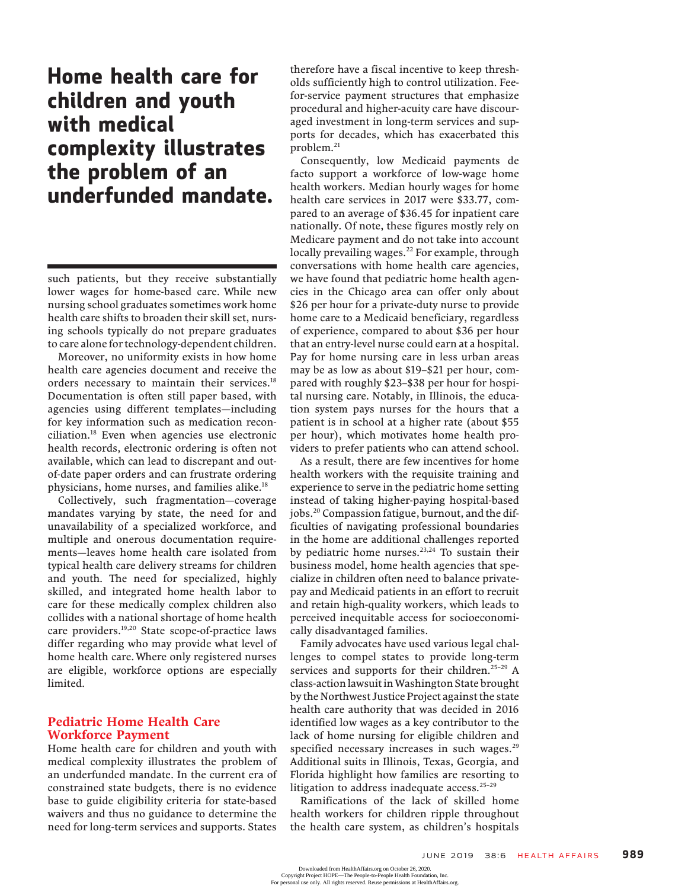> **Home health care for children and youth with medical complexity illustrates the problem of an underfunded mandate.**

such patients, but they receive substantially lower wages for home-based care. While new nursing school graduates sometimes work home health care shifts to broaden their skill set, nursing schools typically do not prepare graduates to care alone for technology-dependent children.

Moreover, no uniformity exists in how home health care agencies document and receive the orders necessary to maintain their services.[18] Documentation is often still paper based, with agencies using different templates—including for key information such as medication reconciliation.[18] Even when agencies use electronic health records, electronic ordering is often not available, which can lead to discrepant and out-of-date paper orders and can frustrate ordering physicians, home nurses, and families alike.[18]

Collectively, such fragmentation—coverage mandates varying by state, the need for and unavailability of a specialized workforce, and multiple and onerous documentation requirements—leaves home health care isolated from typical health care delivery streams for children and youth. The need for specialized, highly skilled, and integrated home health labor to care for these medically complex children also collides with a national shortage of home health care providers.[19,20] State scope-of-practice laws differ regarding who may provide what level of home health care. Where only registered nurses are eligible, workforce options are especially limited.

## Pediatric Home Health Care Workforce Payment

Home health care for children and youth with medical complexity illustrates the problem of an underfunded mandate. In the current era of constrained state budgets, there is no evidence base to guide eligibility criteria for state-based waivers and thus no guidance to determine the need for long-term services and supports. States therefore have a fiscal incentive to keep thresholds sufficiently high to control utilization. Fee-for-service payment structures that emphasize procedural and higher-acuity care have discouraged investment in long-term services and supports for decades, which has exacerbated this problem.[21]

Consequently, low Medicaid payments de facto support a workforce of low-wage home health workers. Median hourly wages for home health care services in 2017 were $33.77, compared to an average of $36.45 for inpatient care nationally. Of note, these figures mostly rely on Medicare payment and do not take into account locally prevailing wages.[22] For example, through conversations with home health care agencies, we have found that pediatric home health agencies in the Chicago area can offer only about $26 per hour for a private-duty nurse to provide home care to a Medicaid beneficiary, regardless of experience, compared to about $36 per hour that an entry-level nurse could earn at a hospital. Pay for home nursing care in less urban areas may be as low as about $19–$21 per hour, compared with roughly $23–$38 per hour for hospital nursing care. Notably, in Illinois, the education system pays nurses for the hours that a patient is in school at a higher rate (about $55 per hour), which motivates home health providers to prefer patients who can attend school.

As a result, there are few incentives for home health workers with the requisite training and experience to serve in the pediatric home setting instead of taking higher-paying hospital-based jobs.[20] Compassion fatigue, burnout, and the difficulties of navigating professional boundaries in the home are additional challenges reported by pediatric home nurses.[23,24] To sustain their business model, home health agencies that specialize in children often need to balance private-pay and Medicaid patients in an effort to recruit and retain high-quality workers, which leads to perceived inequitable access for socioeconomically disadvantaged families.

Family advocates have used various legal challenges to compel states to provide long-term services and supports for their children.[25–29] A class-action lawsuit in Washington State brought by the Northwest Justice Project against the state health care authority that was decided in 2016 identified low wages as a key contributor to the lack of home nursing for eligible children and specified necessary increases in such wages.[29] Additional suits in Illinois, Texas, Georgia, and Florida highlight how families are resorting to litigation to address inadequate access.[25–29]

Ramifications of the lack of skilled home health workers for children ripple throughout the health care system, as children's hospitals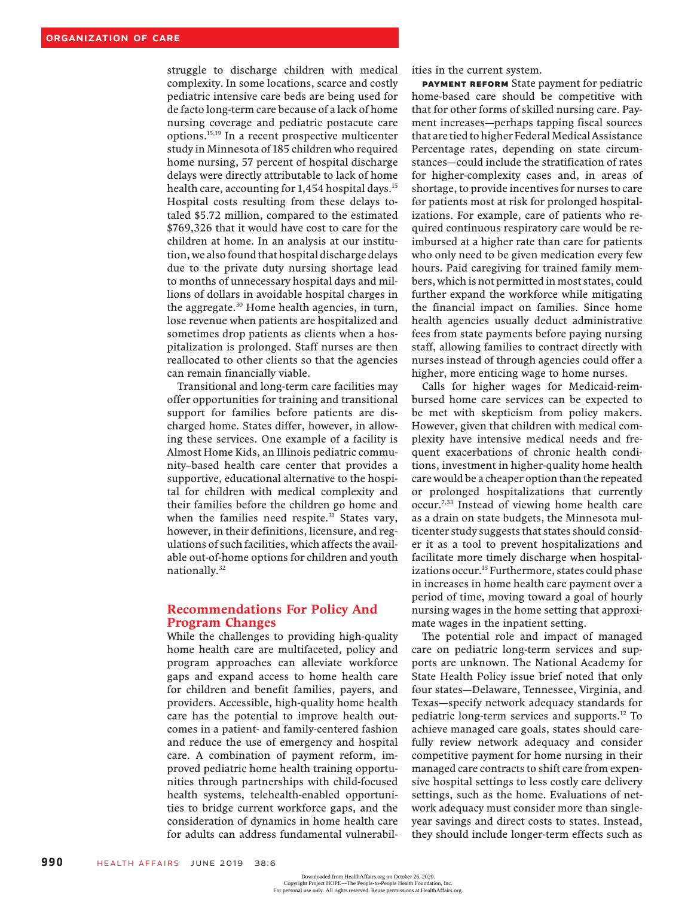struggle to discharge children with medical complexity. In some locations, scarce and costly pediatric intensive care beds are being used for de facto long-term care because of a lack of home nursing coverage and pediatric postacute care options.[15,19] In a recent prospective multicenter study in Minnesota of 185 children who required home nursing, 57 percent of hospital discharge delays were directly attributable to lack of home health care, accounting for 1,454 hospital days.[15] Hospital costs resulting from these delays totaled $5.72 million, compared to the estimated $769,326 that it would have cost to care for the children at home. In an analysis at our institution, we also found that hospital discharge delays due to the private duty nursing shortage lead to months of unnecessary hospital days and millions of dollars in avoidable hospital charges in the aggregate.[30] Home health agencies, in turn, lose revenue when patients are hospitalized and sometimes drop patients as clients when a hospitalization is prolonged. Staff nurses are then reallocated to other clients so that the agencies can remain financially viable.

Transitional and long-term care facilities may offer opportunities for training and transitional support for families before patients are discharged home. States differ, however, in allowing these services. One example of a facility is Almost Home Kids, an Illinois pediatric community–based health care center that provides a supportive, educational alternative to the hospital for children with medical complexity and their families before the children go home and when the families need respite.[31] States vary, however, in their definitions, licensure, and regulations of such facilities, which affects the available out-of-home options for children and youth nationally.[32]

## Recommendations For Policy And Program Changes

While the challenges to providing high-quality home health care are multifaceted, policy and program approaches can alleviate workforce gaps and expand access to home health care for children and benefit families, payers, and providers. Accessible, high-quality home health care has the potential to improve health outcomes in a patient- and family-centered fashion and reduce the use of emergency and hospital care. A combination of payment reform, improved pediatric home health training opportunities through partnerships with child-focused health systems, telehealth-enabled opportunities to bridge current workforce gaps, and the consideration of dynamics in home health care for adults can address fundamental vulnerabilities in the current system.

**PAYMENT REFORM** State payment for pediatric home-based care should be competitive with that for other forms of skilled nursing care. Payment increases—perhaps tapping fiscal sources that are tied to higher Federal Medical Assistance Percentage rates, depending on state circumstances—could include the stratification of rates for higher-complexity cases and, in areas of shortage, to provide incentives for nurses to care for patients most at risk for prolonged hospitalizations. For example, care of patients who required continuous respiratory care would be reimbursed at a higher rate than care for patients who only need to be given medication every few hours. Paid caregiving for trained family members, which is not permitted in most states, could further expand the workforce while mitigating the financial impact on families. Since home health agencies usually deduct administrative fees from state payments before paying nursing staff, allowing families to contract directly with nurses instead of through agencies could offer a higher, more enticing wage to home nurses.

Calls for higher wages for Medicaid-reimbursed home care services can be expected to be met with skepticism from policy makers. However, given that children with medical complexity have intensive medical needs and frequent exacerbations of chronic health conditions, investment in higher-quality home health care would be a cheaper option than the repeated or prolonged hospitalizations that currently occur.[7,33] Instead of viewing home health care as a drain on state budgets, the Minnesota multicenter study suggests that states should consider it as a tool to prevent hospitalizations and facilitate more timely discharge when hospitalizations occur.[15] Furthermore, states could phase in increases in home health care payment over a period of time, moving toward a goal of hourly nursing wages in the home setting that approximate wages in the inpatient setting.

The potential role and impact of managed care on pediatric long-term services and supports are unknown. The National Academy for State Health Policy issue brief noted that only four states—Delaware, Tennessee, Virginia, and Texas—specify network adequacy standards for pediatric long-term services and supports.[12] To achieve managed care goals, states should carefully review network adequacy and consider competitive payment for home nursing in their managed care contracts to shift care from expensive hospital settings to less costly care delivery settings, such as the home. Evaluations of network adequacy must consider more than single-year savings and direct costs to states. Instead, they should include longer-term effects such as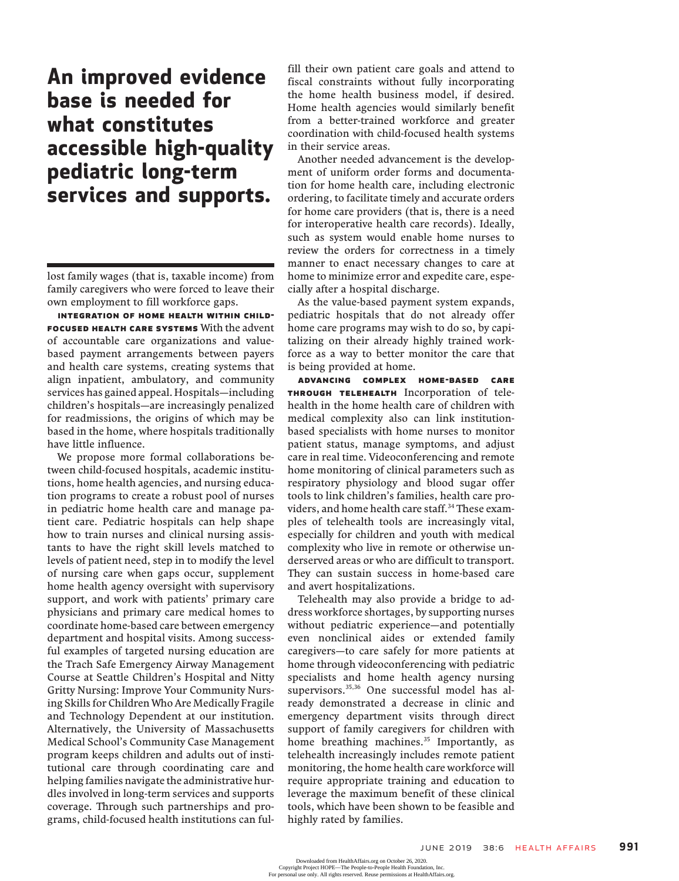**An improved evidence base is needed for what constitutes accessible high-quality pediatric long-term services and supports.**

lost family wages (that is, taxable income) from family caregivers who were forced to leave their own employment to fill workforce gaps.

**INTEGRATION OF HOME HEALTH WITHIN CHILD-FOCUSED HEALTH CARE SYSTEMS** With the advent of accountable care organizations and value-based payment arrangements between payers and health care systems, creating systems that align inpatient, ambulatory, and community services has gained appeal. Hospitals—including children's hospitals—are increasingly penalized for readmissions, the origins of which may be based in the home, where hospitals traditionally have little influence.

We propose more formal collaborations between child-focused hospitals, academic institutions, home health agencies, and nursing education programs to create a robust pool of nurses in pediatric home health care and manage patient care. Pediatric hospitals can help shape how to train nurses and clinical nursing assistants to have the right skill levels matched to levels of patient need, step in to modify the level of nursing care when gaps occur, supplement home health agency oversight with supervisory support, and work with patients' primary care physicians and primary care medical homes to coordinate home-based care between emergency department and hospital visits. Among successful examples of targeted nursing education are the Trach Safe Emergency Airway Management Course at Seattle Children's Hospital and Nitty Gritty Nursing: Improve Your Community Nursing Skills for Children Who Are Medically Fragile and Technology Dependent at our institution. Alternatively, the University of Massachusetts Medical School's Community Case Management program keeps children and adults out of institutional care through coordinating care and helping families navigate the administrative hurdles involved in long-term services and supports coverage. Through such partnerships and programs, child-focused health institutions can fulfill their own patient care goals and attend to fiscal constraints without fully incorporating the home health business model, if desired. Home health agencies would similarly benefit from a better-trained workforce and greater coordination with child-focused health systems in their service areas.

Another needed advancement is the development of uniform order forms and documentation for home health care, including electronic ordering, to facilitate timely and accurate orders for home care providers (that is, there is a need for interoperative health care records). Ideally, such as system would enable home nurses to review the orders for correctness in a timely manner to enact necessary changes to care at home to minimize error and expedite care, especially after a hospital discharge.

As the value-based payment system expands, pediatric hospitals that do not already offer home care programs may wish to do so, by capitalizing on their already highly trained workforce as a way to better monitor the care that is being provided at home.

**ADVANCING COMPLEX HOME-BASED CARE THROUGH TELEHEALTH** Incorporation of telehealth in the home health care of children with medical complexity also can link institution-based specialists with home nurses to monitor patient status, manage symptoms, and adjust care in real time. Videoconferencing and remote home monitoring of clinical parameters such as respiratory physiology and blood sugar offer tools to link children's families, health care providers, and home health care staff.[34] These examples of telehealth tools are increasingly vital, especially for children and youth with medical complexity who live in remote or otherwise underserved areas or who are difficult to transport. They can sustain success in home-based care and avert hospitalizations.

Telehealth may also provide a bridge to address workforce shortages, by supporting nurses without pediatric experience—and potentially even nonclinical aides or extended family caregivers—to care safely for more patients at home through videoconferencing with pediatric specialists and home health agency nursing supervisors.[35,36] One successful model has already demonstrated a decrease in clinic and emergency department visits through direct support of family caregivers for children with home breathing machines.[35] Importantly, as telehealth increasingly includes remote patient monitoring, the home health care workforce will require appropriate training and education to leverage the maximum benefit of these clinical tools, which have been shown to be feasible and highly rated by families.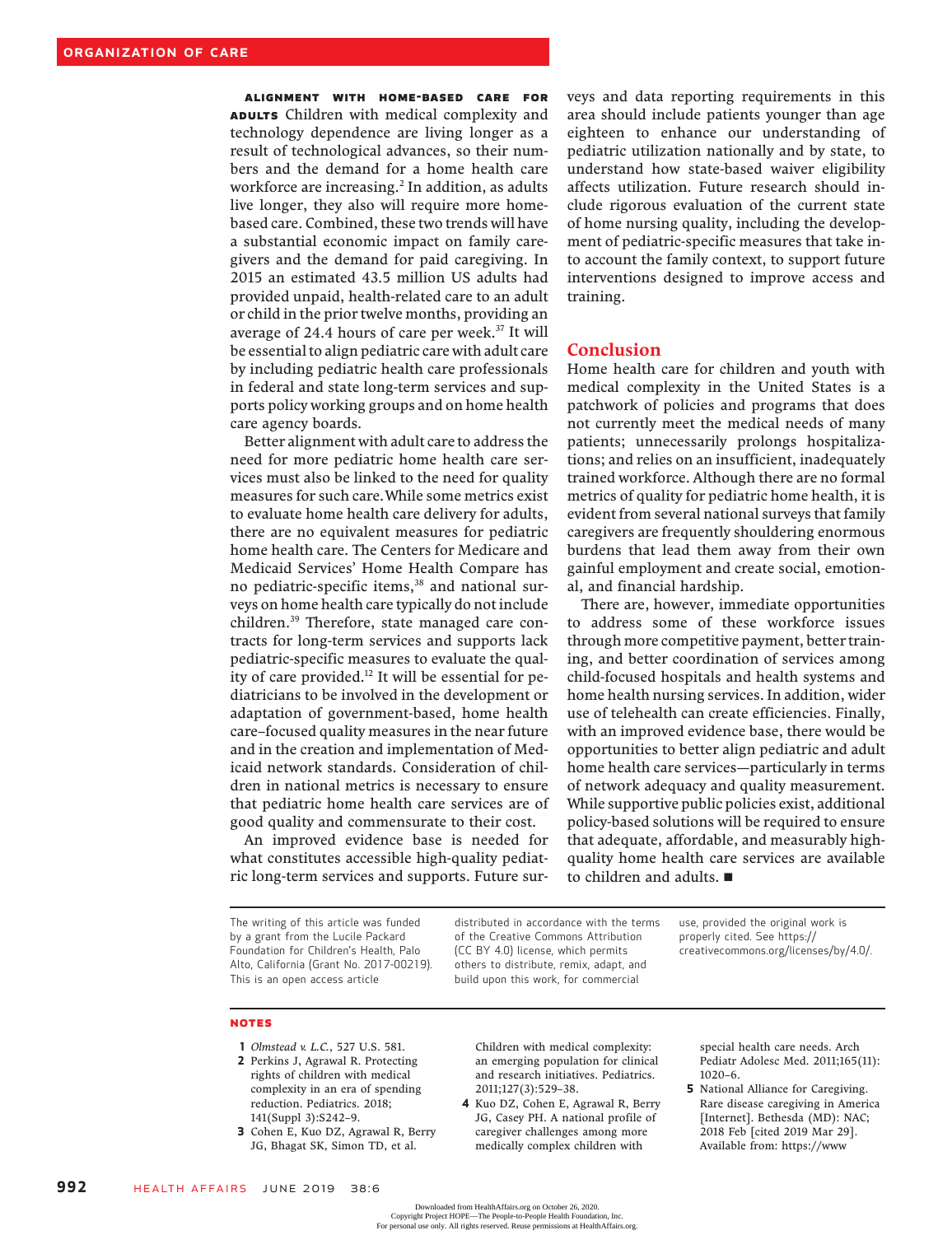**Alignment With Home-Based Care For Adults** Children with medical complexity and technology dependence are living longer as a result of technological advances, so their numbers and the demand for a home health care workforce are increasing.[2] In addition, as adults live longer, they also will require more home-based care. Combined, these two trends will have a substantial economic impact on family caregivers and the demand for paid caregiving. In 2015 an estimated 43.5 million US adults had provided unpaid, health-related care to an adult or child in the prior twelve months, providing an average of 24.4 hours of care per week.[37] It will be essential to align pediatric care with adult care by including pediatric health care professionals in federal and state long-term services and supports policy working groups and on home health care agency boards.

Better alignment with adult care to address the need for more pediatric home health care services must also be linked to the need for quality measures for such care. While some metrics exist to evaluate home health care delivery for adults, there are no equivalent measures for pediatric home health care. The Centers for Medicare and Medicaid Services' Home Health Compare has no pediatric-specific items,[38] and national surveys on home health care typically do not include children.[39] Therefore, state managed care contracts for long-term services and supports lack pediatric-specific measures to evaluate the quality of care provided.[12] It will be essential for pediatricians to be involved in the development or adaptation of government-based, home health care–focused quality measures in the near future and in the creation and implementation of Medicaid network standards. Consideration of children in national metrics is necessary to ensure that pediatric home health care services are of good quality and commensurate to their cost.

An improved evidence base is needed for what constitutes accessible high-quality pediatric long-term services and supports. Future surveys and data reporting requirements in this area should include patients younger than age eighteen to enhance our understanding of pediatric utilization nationally and by state, to understand how state-based waiver eligibility affects utilization. Future research should include rigorous evaluation of the current state of home nursing quality, including the development of pediatric-specific measures that take into account the family context, to support future interventions designed to improve access and training.

## Conclusion

Home health care for children and youth with medical complexity in the United States is a patchwork of policies and programs that does not currently meet the medical needs of many patients; unnecessarily prolongs hospitalizations; and relies on an insufficient, inadequately trained workforce. Although there are no formal metrics of quality for pediatric home health, it is evident from several national surveys that family caregivers are frequently shouldering enormous burdens that lead them away from their own gainful employment and create social, emotional, and financial hardship.

There are, however, immediate opportunities to address some of these workforce issues through more competitive payment, better training, and better coordination of services among child-focused hospitals and health systems and home health nursing services. In addition, wider use of telehealth can create efficiencies. Finally, with an improved evidence base, there would be opportunities to better align pediatric and adult home health care services—particularly in terms of network adequacy and quality measurement. While supportive public policies exist, additional policy-based solutions will be required to ensure that adequate, affordable, and measurably high-quality home health care services are available to children and adults. ■

The writing of this article was funded by a grant from the Lucile Packard Foundation for Children's Health, Palo Alto, California (Grant No. 2017-00219). This is an open access article distributed in accordance with the terms of the Creative Commons Attribution (CC BY 4.0) license, which permits others to distribute, remix, adapt, and build upon this work, for commercial use, provided the original work is properly cited. See https://creativecommons.org/licenses/by/4.0/.

## Notes

1 *Olmstead v. L.C.*, 527 U.S. 581.

2 Perkins J, Agrawal R. Protecting rights of children with medical complexity in an era of spending reduction. Pediatrics. 2018; 141(Suppl 3):S242–9.

3 Cohen E, Kuo DZ, Agrawal R, Berry JG, Bhagat SK, Simon TD, et al. Children with medical complexity: an emerging population for clinical and research initiatives. Pediatrics. 2011;127(3):529–38.

4 Kuo DZ, Cohen E, Agrawal R, Berry JG, Casey PH. A national profile of caregiver challenges among more medically complex children with special health care needs. Arch Pediatr Adolesc Med. 2011;165(11): 1020–6.

5 National Alliance for Caregiving. Rare disease caregiving in America [Internet]. Bethesda (MD): NAC; 2018 Feb [cited 2019 Mar 29]. Available from: https://www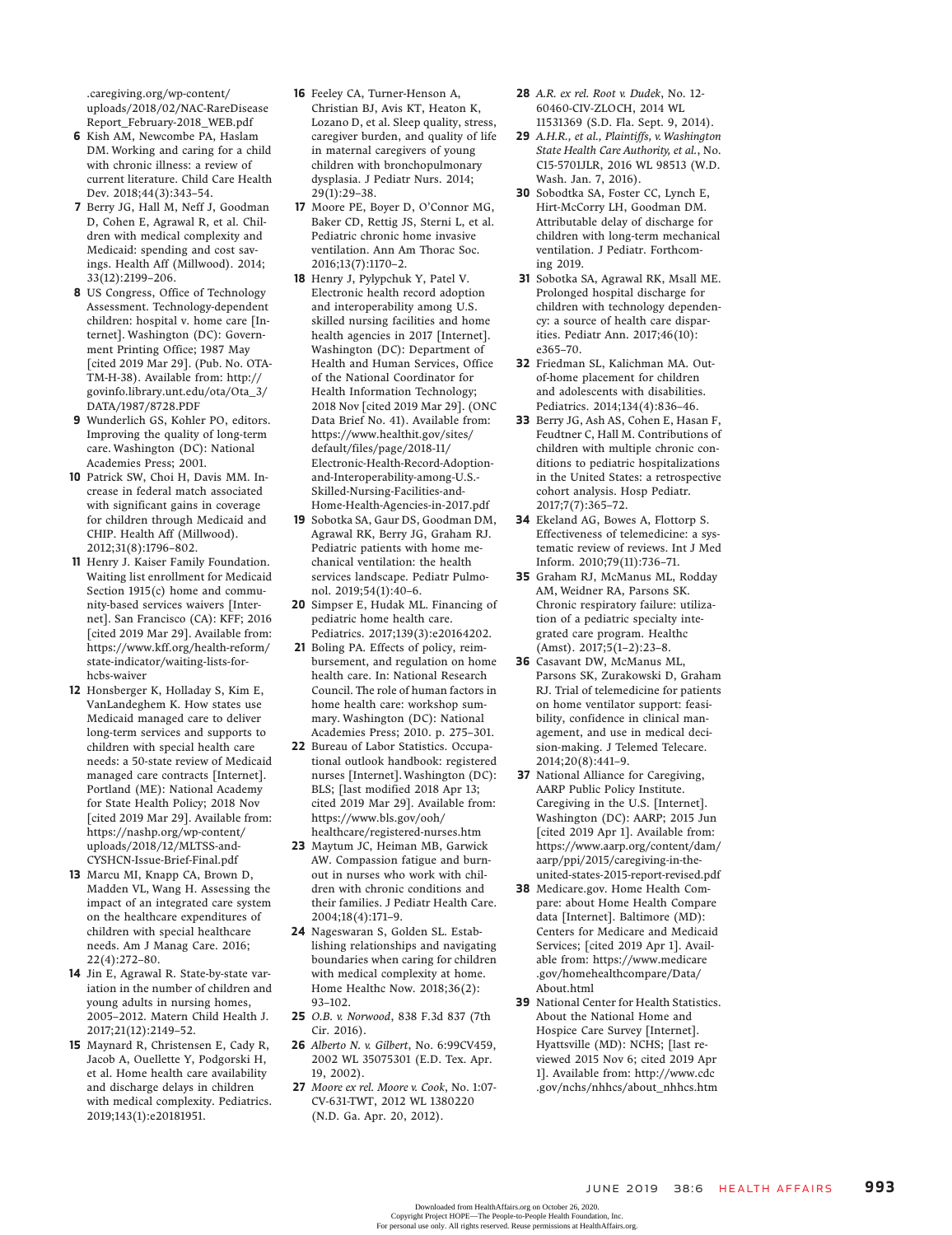.caregiving.org/wp-content/uploads/2018/02/NAC-RareDisease Report_February-2018_WEB.pdf

6 Kish AM, Newcombe PA, Haslam DM. Working and caring for a child with chronic illness: a review of current literature. Child Care Health Dev. 2018;44(3):343–54.

7 Berry JG, Hall M, Neff J, Goodman D, Cohen E, Agrawal R, et al. Children with medical complexity and Medicaid: spending and cost savings. Health Aff (Millwood). 2014; 33(12):2199–206.

8 US Congress, Office of Technology Assessment. Technology-dependent children: hospital v. home care [Internet]. Washington (DC): Government Printing Office; 1987 May [cited 2019 Mar 29]. (Pub. No. OTA-TM-H-38). Available from: http://govinfo.library.unt.edu/ota/Ota_3/DATA/1987/8728.PDF

9 Wunderlich GS, Kohler PO, editors. Improving the quality of long-term care. Washington (DC): National Academies Press; 2001.

10 Patrick SW, Choi H, Davis MM. Increase in federal match associated with significant gains in coverage for children through Medicaid and CHIP. Health Aff (Millwood). 2012;31(8):1796–802.

11 Henry J. Kaiser Family Foundation. Waiting list enrollment for Medicaid Section 1915(c) home and community-based services waivers [Internet]. San Francisco (CA): KFF; 2016 [cited 2019 Mar 29]. Available from: https://www.kff.org/health-reform/state-indicator/waiting-lists-for-hcbs-waiver

12 Honsberger K, Holladay S, Kim E, VanLandeghem K. How states use Medicaid managed care to deliver long-term services and supports to children with special health care needs: a 50-state review of Medicaid managed care contracts [Internet]. Portland (ME): National Academy for State Health Policy; 2018 Nov [cited 2019 Mar 29]. Available from: https://nashp.org/wp-content/uploads/2018/12/MLTSS-and-CYSHCN-Issue-Brief-Final.pdf

13 Marcu MI, Knapp CA, Brown D, Madden VL, Wang H. Assessing the impact of an integrated care system on the healthcare expenditures of children with special healthcare needs. Am J Manag Care. 2016; 22(4):272–80.

14 Jin E, Agrawal R. State-by-state variation in the number of children and young adults in nursing homes, 2005–2012. Matern Child Health J. 2017;21(12):2149–52.

15 Maynard R, Christensen E, Cady R, Jacob A, Ouellette Y, Podgorski H, et al. Home health care availability and discharge delays in children with medical complexity. Pediatrics. 2019;143(1):e20181951.

16 Feeley CA, Turner-Henson A, Christian BJ, Avis KT, Heaton K, Lozano D, et al. Sleep quality, stress, caregiver burden, and quality of life in maternal caregivers of young children with bronchopulmonary dysplasia. J Pediatr Nurs. 2014; 29(1):29–38.

17 Moore PE, Boyer D, O'Connor MG, Baker CD, Rettig JS, Sterni L, et al. Pediatric chronic home invasive ventilation. Ann Am Thorac Soc. 2016;13(7):1170–2.

18 Henry J, Pylypchuk Y, Patel V. Electronic health record adoption and interoperability among U.S. skilled nursing facilities and home health agencies in 2017 [Internet]. Washington (DC): Department of Health and Human Services, Office of the National Coordinator for Health Information Technology; 2018 Nov [cited 2019 Mar 29]. (ONC Data Brief No. 41). Available from: https://www.healthit.gov/sites/default/files/page/2018-11/Electronic-Health-Record-Adoption-and-Interoperability-among-U.S.-Skilled-Nursing-Facilities-and-Home-Health-Agencies-in-2017.pdf

19 Sobotka SA, Gaur DS, Goodman DM, Agrawal RK, Berry JG, Graham RJ. Pediatric patients with home mechanical ventilation: the health services landscape. Pediatr Pulmonol. 2019;54(1):40–6.

20 Simpser E, Hudak ML. Financing of pediatric home health care. Pediatrics. 2017;139(3):e20164202.

21 Boling PA. Effects of policy, reimbursement, and regulation on home health care. In: National Research Council. The role of human factors in home health care: workshop summary. Washington (DC): National Academies Press; 2010. p. 275–301.

22 Bureau of Labor Statistics. Occupational outlook handbook: registered nurses [Internet]. Washington (DC): BLS; [last modified 2018 Apr 13; cited 2019 Mar 29]. Available from: https://www.bls.gov/ooh/healthcare/registered-nurses.htm

23 Maytum JC, Heiman MB, Garwick AW. Compassion fatigue and burnout in nurses who work with children with chronic conditions and their families. J Pediatr Health Care. 2004;18(4):171–9.

24 Nageswaran S, Golden SL. Establishing relationships and navigating boundaries when caring for children with medical complexity at home. Home Healthc Now. 2018;36(2): 93–102.

25 *O.B. v. Norwood*, 838 F.3d 837 (7th Cir. 2016).

26 *Alberto N. v. Gilbert*, No. 6:99CV459, 2002 WL 35075301 (E.D. Tex. Apr. 19, 2002).

27 *Moore ex rel. Moore v. Cook*, No. 1:07-CV-631-TWT, 2012 WL 1380220 (N.D. Ga. Apr. 20, 2012).

28 *A.R. ex rel. Root v. Dudek*, No. 12-60460-CIV-ZLOCH, 2014 WL 11531369 (S.D. Fla. Sept. 9, 2014).

29 *A.H.R., et al., Plaintiffs, v. Washington State Health Care Authority, et al.*, No. C15-5701JLR, 2016 WL 98513 (W.D. Wash. Jan. 7, 2016).

30 Sobodtka SA, Foster CC, Lynch E, Hirt-McCorry LH, Goodman DM. Attributable delay of discharge for children with long-term mechanical ventilation. J Pediatr. Forthcoming 2019.

31 Sobotka SA, Agrawal RK, Msall ME. Prolonged hospital discharge for children with technology dependency: a source of health care disparities. Pediatr Ann. 2017;46(10): e365–70.

32 Friedman SL, Kalichman MA. Out-of-home placement for children and adolescents with disabilities. Pediatrics. 2014;134(4):836–46.

33 Berry JG, Ash AS, Cohen E, Hasan F, Feudtner C, Hall M. Contributions of children with multiple chronic conditions to pediatric hospitalizations in the United States: a retrospective cohort analysis. Hosp Pediatr. 2017;7(7):365–72.

34 Ekeland AG, Bowes A, Flottorp S. Effectiveness of telemedicine: a systematic review of reviews. Int J Med Inform. 2010;79(11):736–71.

35 Graham RJ, McManus ML, Rodday AM, Weidner RA, Parsons SK. Chronic respiratory failure: utilization of a pediatric specialty integrated care program. Healthc (Amst). 2017;5(1–2):23–8.

36 Casavant DW, McManus ML, Parsons SK, Zurakowski D, Graham RJ. Trial of telemedicine for patients on home ventilator support: feasibility, confidence in clinical management, and use in medical decision-making. J Telemed Telecare. 2014;20(8):441–9.

37 National Alliance for Caregiving, AARP Public Policy Institute. Caregiving in the U.S. [Internet]. Washington (DC): AARP; 2015 Jun [cited 2019 Apr 1]. Available from: https://www.aarp.org/content/dam/aarp/ppi/2015/caregiving-in-the-united-states-2015-report-revised.pdf

38 Medicare.gov. Home Health Compare: about Home Health Compare data [Internet]. Baltimore (MD): Centers for Medicare and Medicaid Services; [cited 2019 Apr 1]. Available from: https://www.medicare.gov/homehealthcompare/Data/About.html

39 National Center for Health Statistics. About the National Home and Hospice Care Survey [Internet]. Hyattsville (MD): NCHS; [last reviewed 2015 Nov 6; cited 2019 Apr 1]. Available from: http://www.cdc.gov/nchs/nhhcs/about_nhhcs.htm